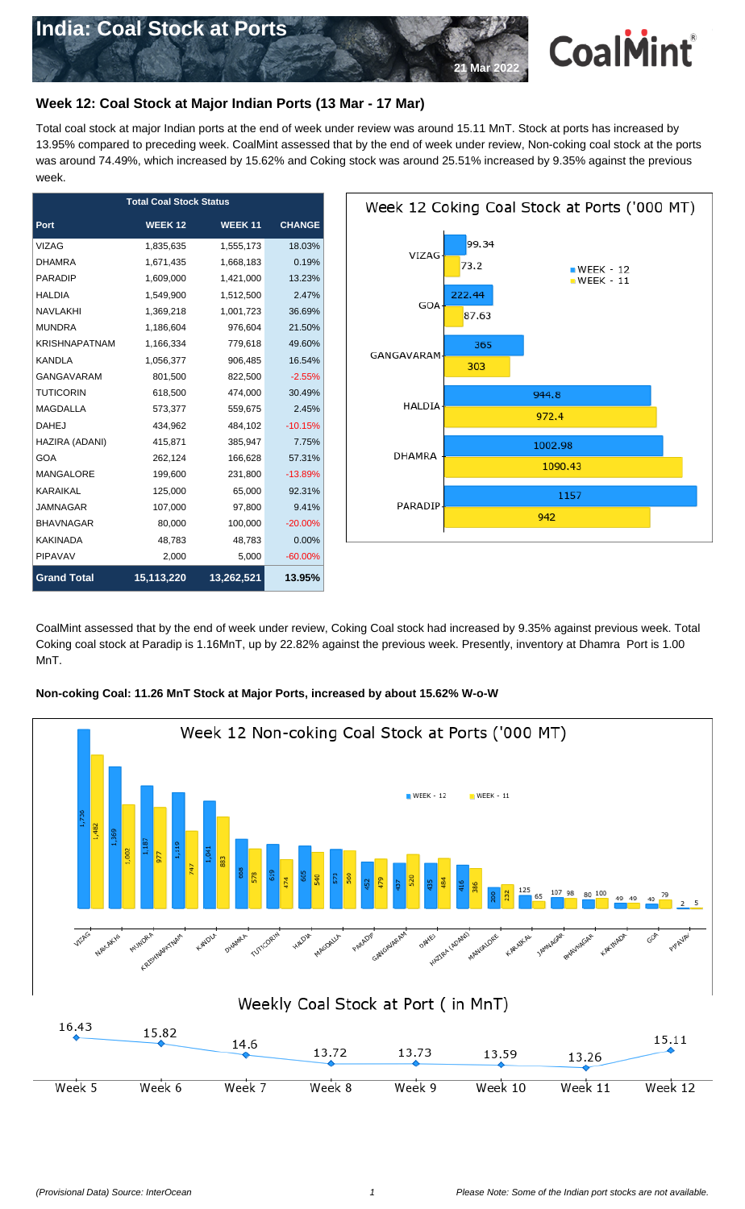# India: Coal Stock at Ports

21 Mar 2022

## Week 12: Coal Stock at Major Indian Ports (13 Mar - 17 Mar)

Total coal stock at major Indian ports at the end of week under review was around 15.11 MnT. Stock at ports has increased by 13.95% compared to preceding week. CoalMint assessed that by the end of week under review, Non-coking coal stock at the ports was around 74.49%, which increased by 15.62% and Coking stock was around 25.51% increased by 9.35% against the previous week.

| Total Coal Stock Status | | | |
|---|---|---|---|
| Port | WEEK 12 | WEEK 11 | CHANGE |
| VIZAG | 1,835,635 | 1,555,173 | 18.03% |
| DHAMRA | 1,671,435 | 1,668,183 | 0.19% |
| PARADIP | 1,609,000 | 1,421,000 | 13.23% |
| HALDIA | 1,549,900 | 1,512,500 | 2.47% |
| NAVLAKHI | 1,369,218 | 1,001,723 | 36.69% |
| MUNDRA | 1,186,604 | 976,604 | 21.50% |
| KRISHNAPATNAM | 1,166,334 | 779,618 | 49.60% |
| KANDLA | 1,056,377 | 906,485 | 16.54% |
| GANGAVARAM | 801,500 | 822,500 | -2.55% |
| TUTICORIN | 618,500 | 474,000 | 30.49% |
| MAGDALLA | 573,377 | 559,675 | 2.45% |
| DAHEJ | 434,962 | 484,102 | -10.15% |
| HAZIRA (ADANI) | 415,871 | 385,947 | 7.75% |
| GOA | 262,124 | 166,628 | 57.31% |
| MANGALORE | 199,600 | 231,800 | -13.89% |
| KARAIKAL | 125,000 | 65,000 | 92.31% |
| JAMNAGAR | 107,000 | 97,800 | 9.41% |
| BHAVNAGAR | 80,000 | 100,000 | -20.00% |
| KAKINADA | 48,783 | 48,783 | 0.00% |
| PIPAVAV | 2,000 | 5,000 | -60.00% |
| **Grand Total** | **15,113,220** | **13,262,521** | **13.95%** |

**Week 12 Coking Coal Stock at Ports ('000 MT)**

| Port | WEEK - 12 | WEEK - 11 |
|---|---|---|
| VIZAG | 99.34 | 73.2 |
| GOA | 222.44 | 87.63 |
| GANGAVARAM | 365 | 303 |
| HALDIA | 944.8 | 972.4 |
| DHAMRA | 1002.98 | 1090.43 |
| PARADIP | 1157 | 942 |

CoalMint assessed that by the end of week under review, Coking Coal stock had increased by 9.35% against previous week. Total Coking coal stock at Paradip is 1.16MnT, up by 22.82% against the previous week. Presently, inventory at Dhamra Port is 1.00 MnT.

**Non-coking Coal: 11.26 MnT Stock at Major Ports, increased by about 15.62% W-o-W**

**Week 12 Non-coking Coal Stock at Ports ('000 MT)**

| Port | WEEK - 12 | WEEK - 11 |
|---|---|---|
| VIZAG | 1,736 | 1,482 |
| NAVLAKHI | 1,369 | 1,002 |
| MUNDRA | 1,187 | 977 |
| KRISHNAPATNAM | 1,119 | 747 |
| KANDLA | 1,041 | 883 |
| DHAMRA | 668 | 578 |
| TUTICORIN | 619 | 474 |
| HALDIA | 605 | 540 |
| MAGDALLA | 573 | 560 |
| PARADIP | 452 | 479 |
| GANGAVARAM | 437 | 520 |
| DAHEJ | 435 | 484 |
| HAZIRA (ADANI) | 416 | 386 |
| MANGALORE | 200 | 232 |
| KARAIKAL | 125 | 65 |
| JAMNAGAR | 107 | 98 |
| BHAVNAGAR | 80 | 100 |
| KAKINADA | 49 | 49 |
| GOA | 40 | 79 |
| PIPAVAV | 2 | 5 |

**Weekly Coal Stock at Port ( in MnT)**

| Week 5 | Week 6 | Week 7 | Week 8 | Week 9 | Week 10 | Week 11 | Week 12 |
|---|---|---|---|---|---|---|---|
| 16.43 | 15.82 | 14.6 | 13.72 | 13.73 | 13.59 | 13.26 | 15.11 |

*(Provisional Data) Source: InterOcean*

*Please Note: Some of the Indian port stocks are not available.*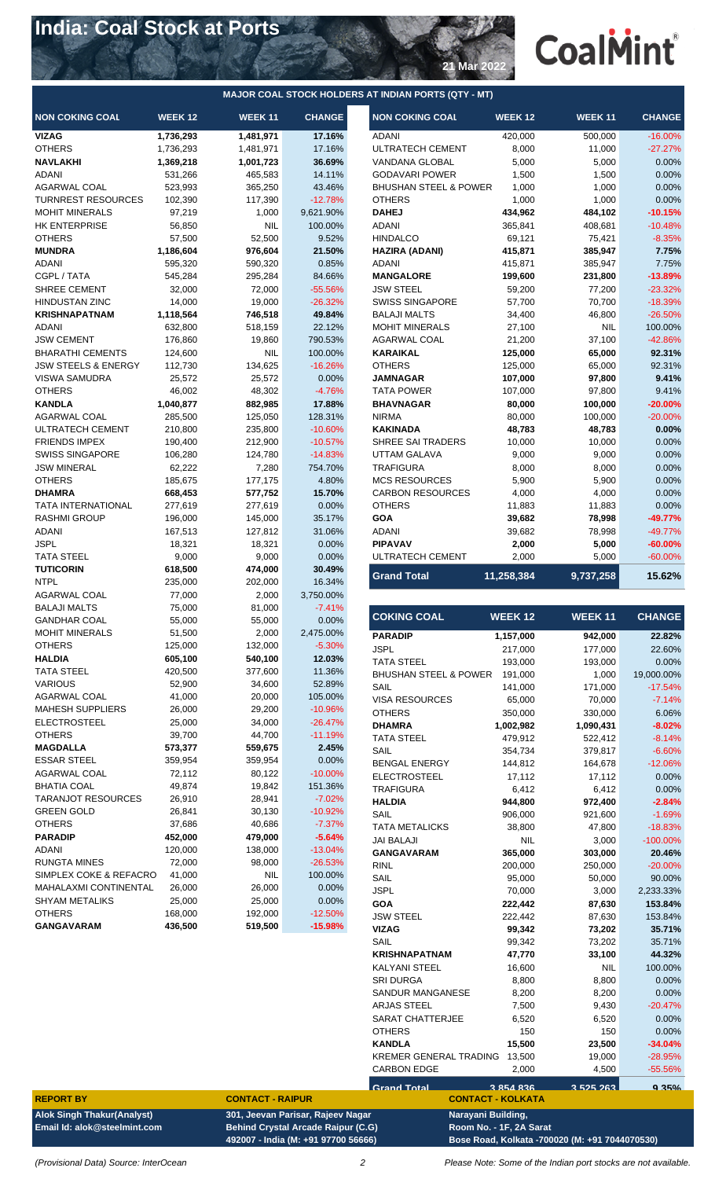# India: Coal Stock at Ports

21 Mar 2022

CoalMint

## MAJOR COAL STOCK HOLDERS AT INDIAN PORTS (QTY - MT)

| NON COKING COAL | WEEK 12 | WEEK 11 | CHANGE |
|---|---|---|---|
| **VIZAG** | **1,736,293** | **1,481,971** | **17.16%** |
| OTHERS | 1,736,293 | 1,481,971 | 17.16% |
| **NAVLAKHI** | **1,369,218** | **1,001,723** | **36.69%** |
| ADANI | 531,266 | 465,583 | 14.11% |
| AGARWAL COAL | 523,993 | 365,250 | 43.46% |
| TURNREST RESOURCES | 102,390 | 117,390 | -12.78% |
| MOHIT MINERALS | 97,219 | 1,000 | 9,621.90% |
| HK ENTERPRISE | 56,850 | NIL | 100.00% |
| OTHERS | 57,500 | 52,500 | 9.52% |
| **MUNDRA** | **1,186,604** | **976,604** | **21.50%** |
| ADANI | 595,320 | 590,320 | 0.85% |
| CGPL / TATA | 545,284 | 295,284 | 84.66% |
| SHREE CEMENT | 32,000 | 72,000 | -55.56% |
| HINDUSTAN ZINC | 14,000 | 19,000 | -26.32% |
| **KRISHNAPATNAM** | **1,118,564** | **746,518** | **49.84%** |
| ADANI | 632,800 | 518,159 | 22.12% |
| JSW CEMENT | 176,860 | 19,860 | 790.53% |
| BHARATHI CEMENTS | 124,600 | NIL | 100.00% |
| JSW STEELS & ENERGY | 112,730 | 134,625 | -16.26% |
| VISWA SAMUDRA | 25,572 | 25,572 | 0.00% |
| OTHERS | 46,002 | 48,302 | -4.76% |
| **KANDLA** | **1,040,877** | **882,985** | **17.88%** |
| AGARWAL COAL | 285,500 | 125,050 | 128.31% |
| ULTRATECH CEMENT | 210,800 | 235,800 | -10.60% |
| FRIENDS IMPEX | 190,400 | 212,900 | -10.57% |
| SWISS SINGAPORE | 106,280 | 124,780 | -14.83% |
| JSW MINERAL | 62,222 | 7,280 | 754.70% |
| OTHERS | 185,675 | 177,175 | 4.80% |
| **DHAMRA** | **668,453** | **577,752** | **15.70%** |
| TATA INTERNATIONAL | 277,619 | 277,619 | 0.00% |
| RASHMI GROUP | 196,000 | 145,000 | 35.17% |
| ADANI | 167,513 | 127,812 | 31.06% |
| JSPL | 18,321 | 18,321 | 0.00% |
| TATA STEEL | 9,000 | 9,000 | 0.00% |
| **TUTICORIN** | **618,500** | **474,000** | **30.49%** |
| NTPL | 235,000 | 202,000 | 16.34% |
| AGARWAL COAL | 77,000 | 2,000 | 3,750.00% |
| BALAJI MALTS | 75,000 | 81,000 | -7.41% |
| GANDHAR COAL | 55,000 | 55,000 | 0.00% |
| MOHIT MINERALS | 51,500 | 2,000 | 2,475.00% |
| OTHERS | 125,000 | 132,000 | -5.30% |
| **HALDIA** | **605,100** | **540,100** | **12.03%** |
| TATA STEEL | 420,500 | 377,600 | 11.36% |
| VARIOUS | 52,900 | 34,600 | 52.89% |
| AGARWAL COAL | 41,000 | 20,000 | 105.00% |
| MAHESH SUPPLIERS | 26,000 | 29,200 | -10.96% |
| ELECTROSTEEL | 25,000 | 34,000 | -26.47% |
| OTHERS | 39,700 | 44,700 | -11.19% |
| **MAGDALLA** | **573,377** | **559,675** | **2.45%** |
| ESSAR STEEL | 359,954 | 359,954 | 0.00% |
| AGARWAL COAL | 72,112 | 80,122 | -10.00% |
| BHATIA COAL | 49,874 | 19,842 | 151.36% |
| TARANJOT RESOURCES | 26,910 | 28,941 | -7.02% |
| GREEN GOLD | 26,841 | 30,130 | -10.92% |
| OTHERS | 37,686 | 40,686 | -7.37% |
| **PARADIP** | **452,000** | **479,000** | **-5.64%** |
| ADANI | 120,000 | 138,000 | -13.04% |
| RUNGTA MINES | 72,000 | 98,000 | -26.53% |
| SIMPLEX COKE & REFACRO | 41,000 | NIL | 100.00% |
| MAHALAXMI CONTINENTAL | 26,000 | 26,000 | 0.00% |
| SHYAM METALIKS | 25,000 | 25,000 | 0.00% |
| OTHERS | 168,000 | 192,000 | -12.50% |
| **GANGAVARAM** | **436,500** | **519,500** | **-15.98%** |
| ADANI | 420,000 | 500,000 | -16.00% |
| ULTRATECH CEMENT | 8,000 | 11,000 | -27.27% |
| VANDANA GLOBAL | 5,000 | 5,000 | 0.00% |
| GODAVARI POWER | 1,500 | 1,500 | 0.00% |
| BHUSHAN STEEL & POWER | 1,000 | 1,000 | 0.00% |
| OTHERS | 1,000 | 1,000 | 0.00% |
| **DAHEJ** | **434,962** | **484,102** | **-10.15%** |
| ADANI | 365,841 | 408,681 | -10.48% |
| HINDALCO | 69,121 | 75,421 | -8.35% |
| **HAZIRA (ADANI)** | **415,871** | **385,947** | **7.75%** |
| ADANI | 415,871 | 385,947 | 7.75% |
| **MANGALORE** | **199,600** | **231,800** | **-13.89%** |
| JSW STEEL | 59,200 | 77,200 | -23.32% |
| SWISS SINGAPORE | 57,700 | 70,700 | -18.39% |
| BALAJI MALTS | 34,400 | 46,800 | -26.50% |
| MOHIT MINERALS | 27,100 | NIL | 100.00% |
| AGARWAL COAL | 21,200 | 37,100 | -42.86% |
| **KARAIKAL** | **125,000** | **65,000** | **92.31%** |
| OTHERS | 125,000 | 65,000 | 92.31% |
| **JAMNAGAR** | **107,000** | **97,800** | **9.41%** |
| TATA POWER | 107,000 | 97,800 | 9.41% |
| **BHAVNAGAR** | **80,000** | **100,000** | **-20.00%** |
| NIRMA | 80,000 | 100,000 | -20.00% |
| **KAKINADA** | **48,783** | **48,783** | **0.00%** |
| SHREE SAI TRADERS | 10,000 | 10,000 | 0.00% |
| UTTAM GALAVA | 9,000 | 9,000 | 0.00% |
| TRAFIGURA | 8,000 | 8,000 | 0.00% |
| MCS RESOURCES | 5,900 | 5,900 | 0.00% |
| CARBON RESOURCES | 4,000 | 4,000 | 0.00% |
| OTHERS | 11,883 | 11,883 | 0.00% |
| **GOA** | **39,682** | **78,998** | **-49.77%** |
| ADANI | 39,682 | 78,998 | -49.77% |
| **PIPAVAV** | **2,000** | **5,000** | **-60.00%** |
| ULTRATECH CEMENT | 2,000 | 5,000 | -60.00% |
| **Grand Total** | **11,258,384** | **9,737,258** | **15.62%** |

| COKING COAL | WEEK 12 | WEEK 11 | CHANGE |
|---|---|---|---|
| **PARADIP** | **1,157,000** | **942,000** | **22.82%** |
| JSPL | 217,000 | 177,000 | 22.60% |
| TATA STEEL | 193,000 | 193,000 | 0.00% |
| BHUSHAN STEEL & POWER | 191,000 | 1,000 | 19,000.00% |
| SAIL | 141,000 | 171,000 | -17.54% |
| VISA RESOURCES | 65,000 | 70,000 | -7.14% |
| OTHERS | 350,000 | 330,000 | 6.06% |
| **DHAMRA** | **1,002,982** | **1,090,431** | **-8.02%** |
| TATA STEEL | 479,912 | 522,412 | -8.14% |
| SAIL | 354,734 | 379,817 | -6.60% |
| BENGAL ENERGY | 144,812 | 164,678 | -12.06% |
| ELECTROSTEEL | 17,112 | 17,112 | 0.00% |
| TRAFIGURA | 6,412 | 6,412 | 0.00% |
| **HALDIA** | **944,800** | **972,400** | **-2.84%** |
| SAIL | 906,000 | 921,600 | -1.69% |
| TATA METALICKS | 38,800 | 47,800 | -18.83% |
| JAI BALAJI | NIL | 3,000 | -100.00% |
| **GANGAVARAM** | **365,000** | **303,000** | **20.46%** |
| RINL | 200,000 | 250,000 | -20.00% |
| SAIL | 95,000 | 50,000 | 90.00% |
| JSPL | 70,000 | 3,000 | 2,233.33% |
| **GOA** | **222,442** | **87,630** | **153.84%** |
| JSW STEEL | 222,442 | 87,630 | 153.84% |
| **VIZAG** | **99,342** | **73,202** | **35.71%** |
| SAIL | 99,342 | 73,202 | 35.71% |
| **KRISHNAPATNAM** | **47,770** | **33,100** | **44.32%** |
| KALYANI STEEL | 16,600 | NIL | 100.00% |
| SRI DURGA | 8,800 | 8,800 | 0.00% |
| SANDUR MANGANESE | 8,200 | 8,200 | 0.00% |
| ARJAS STEEL | 7,500 | 9,430 | -20.47% |
| SARAT CHATTERJEE | 6,520 | 6,520 | 0.00% |
| OTHERS | 150 | 150 | 0.00% |
| **KANDLA** | **15,500** | **23,500** | **-34.04%** |
| KREMER GENERAL TRADING | 13,500 | 19,000 | -28.95% |
| CARBON EDGE | 2,000 | 4,500 | -55.56% |
| **Grand Total** | **3,854,836** | **3,525,263** | **9.35%** |

**REPORT BY**
**Alok Singh Thakur(Analyst)**
**Email Id: alok@steelmint.com**

**CONTACT - RAIPUR**
**301, Jeevan Parisar, Rajeev Nagar**
**Behind Crystal Arcade Raipur (C.G)**
**492007 - India (M: +91 97700 56666)**

**CONTACT - KOLKATA**
**Narayani Building,**
**Room No. - 1F, 2A Sarat**
**Bose Road, Kolkata -700020 (M: +91 7044070530)**

*(Provisional Data) Source: InterOcean*

*Please Note: Some of the Indian port stocks are not available.*